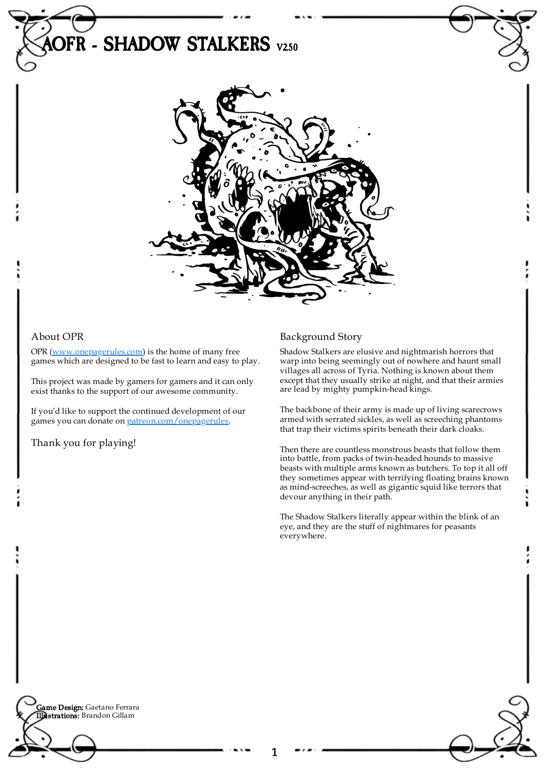# AOFR - SHADOW STALKERS V2.50

## About OPR

OPR ([www.onepagerules.com](http://www.onepagerules.com)) is the home of many free games which are designed to be fast to learn and easy to play.

This project was made by gamers for gamers and it can only exist thanks to the support of our awesome community.

If you'd like to support the continued development of our games you can donate on [patreon.com/onepagerules](https://patreon.com/onepagerules).

Thank you for playing!

## Background Story

Shadow Stalkers are elusive and nightmarish horrors that warp into being seemingly out of nowhere and haunt small villages all across of Tyria. Nothing is known about them except that they usually strike at night, and that their armies are lead by mighty pumpkin-head kings.

The backbone of their army is made up of living scarecrows armed with serrated sickles, as well as screeching phantoms that trap their victims spirits beneath their dark cloaks.

Then there are countless monstrous beasts that follow them into battle, from packs of twin-headed hounds to massive beasts with multiple arms known as butchers. To top it all off they sometimes appear with terrifying floating brains known as mind-screeches, as well as gigantic squid like terrors that devour anything in their path.

The Shadow Stalkers literally appear within the blink of an eye, and they are the stuff of nightmares for peasants everywhere.

**Game Design:** Gaetano Ferrara
**Illustrations:** Brandon Gillam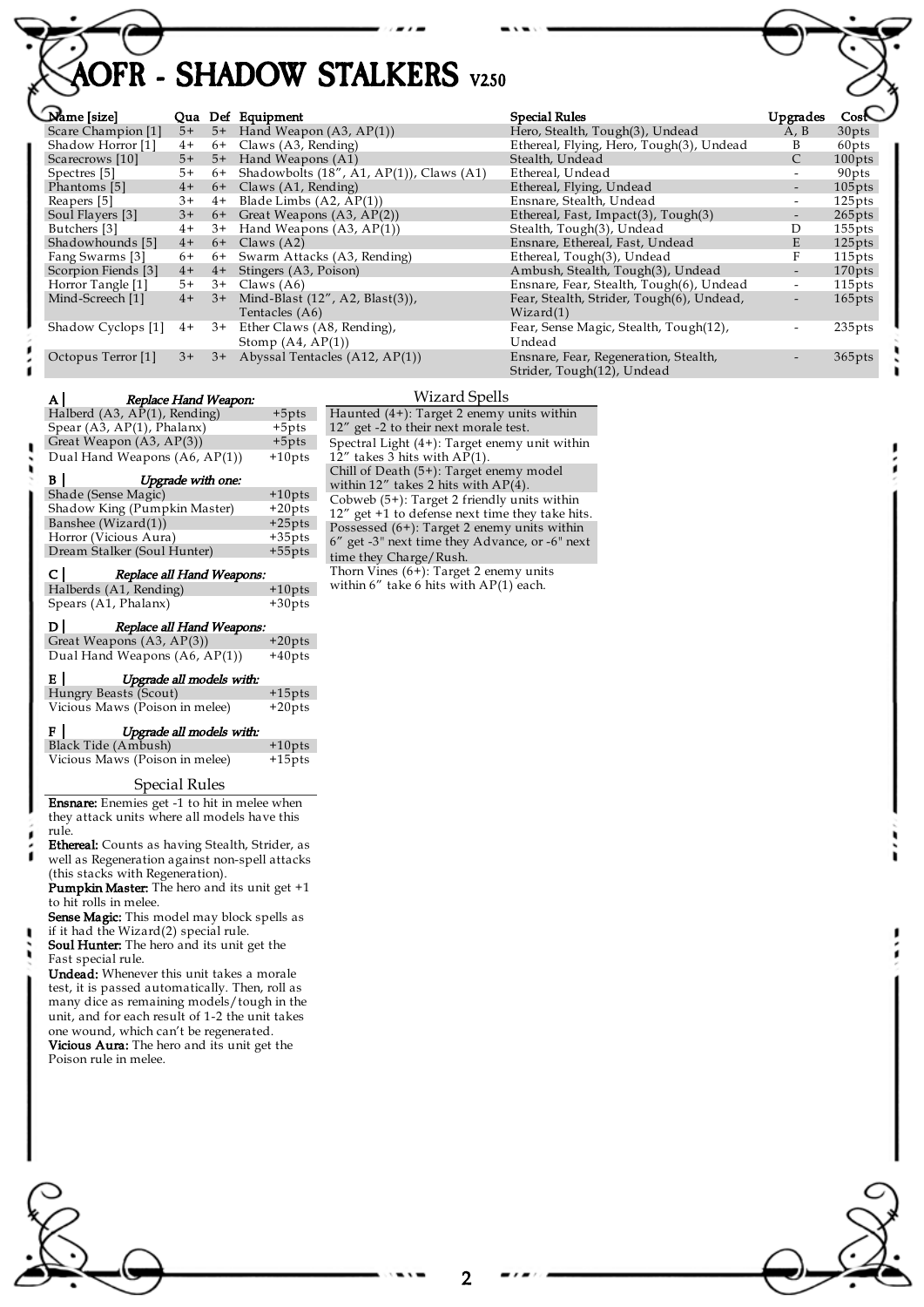# AOFR - SHADOW STALKERS v250

| Name [size] | Qua | Def | Equipment | Special Rules | Upgrades | Cost |
|---|---|---|---|---|---|---|
| Scare Champion [1] | 5+ | 5+ | Hand Weapon (A3, AP(1)) | Hero, Stealth, Tough(3), Undead | A, B | 30pts |
| Shadow Horror [1] | 4+ | 6+ | Claws (A3, Rending) | Ethereal, Flying, Hero, Tough(3), Undead | B | 60pts |
| Scarecrows [10] | 5+ | 5+ | Hand Weapons (A1) | Stealth, Undead | C | 100pts |
| Spectres [5] | 5+ | 6+ | Shadowbolts (18", A1, AP(1)), Claws (A1) | Ethereal, Undead | - | 90pts |
| Phantoms [5] | 4+ | 6+ | Claws (A1, Rending) | Ethereal, Flying, Undead | - | 105pts |
| Reapers [5] | 3+ | 4+ | Blade Limbs (A2, AP(1)) | Ensnare, Stealth, Undead | - | 125pts |
| Soul Flayers [3] | 3+ | 6+ | Great Weapons (A3, AP(2)) | Ethereal, Fast, Impact(3), Tough(3) | - | 265pts |
| Butchers [3] | 4+ | 3+ | Hand Weapons (A3, AP(1)) | Stealth, Tough(3), Undead | D | 155pts |
| Shadowhounds [5] | 4+ | 6+ | Claws (A2) | Ensnare, Ethereal, Fast, Undead | E | 125pts |
| Fang Swarms [3] | 6+ | 6+ | Swarm Attacks (A3, Rending) | Ethereal, Tough(3), Undead | F | 115pts |
| Scorpion Fiends [3] | 4+ | 4+ | Stingers (A3, Poison) | Ambush, Stealth, Tough(3), Undead | - | 170pts |
| Horror Tangle [1] | 5+ | 3+ | Claws (A6) | Ensnare, Fear, Stealth, Tough(6), Undead | - | 115pts |
| Mind-Screech [1] | 4+ | 3+ | Mind-Blast (12", A2, Blast(3)), Tentacles (A6) | Fear, Stealth, Strider, Tough(6), Undead, Wizard(1) | - | 165pts |
| Shadow Cyclops [1] | 4+ | 3+ | Ether Claws (A8, Rending), Stomp (A4, AP(1)) | Fear, Sense Magic, Stealth, Tough(12), Undead | - | 235pts |
| Octopus Terror [1] | 3+ | 3+ | Abyssal Tentacles (A12, AP(1)) | Ensnare, Fear, Regeneration, Stealth, Strider, Tough(12), Undead | - | 365pts |

| A | *Replace Hand Weapon:* |
|---|---|
| Halberd (A3, AP(1), Rending) | +5pts |
| Spear (A3, AP(1), Phalanx) | +5pts |
| Great Weapon (A3, AP(3)) | +5pts |
| Dual Hand Weapons (A6, AP(1)) | +10pts |

| B | *Upgrade with one:* |
|---|---|
| Shade (Sense Magic) | +10pts |
| Shadow King (Pumpkin Master) | +20pts |
| Banshee (Wizard(1)) | +25pts |
| Horror (Vicious Aura) | +35pts |
| Dream Stalker (Soul Hunter) | +55pts |

| C | *Replace all Hand Weapons:* |
|---|---|
| Halberds (A1, Rending) | +10pts |
| Spears (A1, Phalanx) | +30pts |

| D | *Replace all Hand Weapons:* |
|---|---|
| Great Weapons (A3, AP(3)) | +20pts |
| Dual Hand Weapons (A6, AP(1)) | +40pts |

| E | *Upgrade all models with:* |
|---|---|
| Hungry Beasts (Scout) | +15pts |
| Vicious Maws (Poison in melee) | +20pts |

| F | *Upgrade all models with:* |
|---|---|
| Black Tide (Ambush) | +10pts |
| Vicious Maws (Poison in melee) | +15pts |

## Special Rules

**Ensnare:** Enemies get -1 to hit in melee when they attack units where all models have this rule.
**Ethereal:** Counts as having Stealth, Strider, as well as Regeneration against non-spell attacks (this stacks with Regeneration).
**Pumpkin Master:** The hero and its unit get +1 to hit rolls in melee.
**Sense Magic:** This model may block spells as if it had the Wizard(2) special rule.
**Soul Hunter:** The hero and its unit get the Fast special rule.
**Undead:** Whenever this unit takes a morale test, it is passed automatically. Then, roll as many dice as remaining models/tough in the unit, and for each result of 1-2 the unit takes one wound, which can't be regenerated.
**Vicious Aura:** The hero and its unit get the Poison rule in melee.

## Wizard Spells

Haunted (4+): Target 2 enemy units within 12" get -2 to their next morale test.
Spectral Light (4+): Target enemy unit within 12" takes 3 hits with AP(1).
Chill of Death (5+): Target enemy model within 12" takes 2 hits with AP(4).
Cobweb (5+): Target 2 friendly units within 12" get +1 to defense next time they take hits.
Possessed (6+): Target 2 enemy units within 6" get -3" next time they Advance, or -6" next time they Charge/Rush.
Thorn Vines (6+): Target 2 enemy units within 6" take 6 hits with AP(1) each.